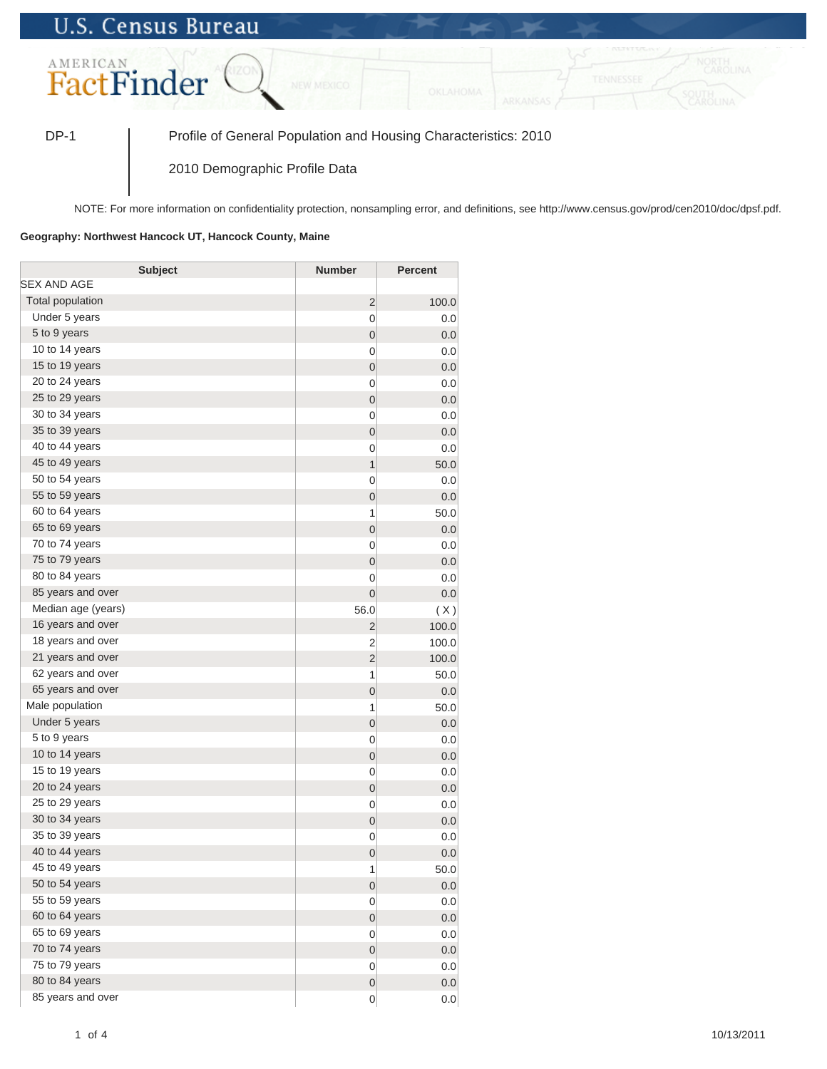DP-1 Profile of General Population and Housing Characteristics: 2010

2010 Demographic Profile Data

NOTE: For more information on confidentiality protection, nonsampling error, and definitions, see http://www.census.gov/prod/cen2010/doc/dpsf.pdf.

**Geography: Northwest Hancock UT, Hancock County, Maine**

| Subject | Number | Percent |
|---|---|---|
| SEX AND AGE | | |
| Total population | 2 | 100.0 |
| Under 5 years | 0 | 0.0 |
| 5 to 9 years | 0 | 0.0 |
| 10 to 14 years | 0 | 0.0 |
| 15 to 19 years | 0 | 0.0 |
| 20 to 24 years | 0 | 0.0 |
| 25 to 29 years | 0 | 0.0 |
| 30 to 34 years | 0 | 0.0 |
| 35 to 39 years | 0 | 0.0 |
| 40 to 44 years | 0 | 0.0 |
| 45 to 49 years | 1 | 50.0 |
| 50 to 54 years | 0 | 0.0 |
| 55 to 59 years | 0 | 0.0 |
| 60 to 64 years | 1 | 50.0 |
| 65 to 69 years | 0 | 0.0 |
| 70 to 74 years | 0 | 0.0 |
| 75 to 79 years | 0 | 0.0 |
| 80 to 84 years | 0 | 0.0 |
| 85 years and over | 0 | 0.0 |
| Median age (years) | 56.0 | ( X ) |
| 16 years and over | 2 | 100.0 |
| 18 years and over | 2 | 100.0 |
| 21 years and over | 2 | 100.0 |
| 62 years and over | 1 | 50.0 |
| 65 years and over | 0 | 0.0 |
| Male population | 1 | 50.0 |
| Under 5 years | 0 | 0.0 |
| 5 to 9 years | 0 | 0.0 |
| 10 to 14 years | 0 | 0.0 |
| 15 to 19 years | 0 | 0.0 |
| 20 to 24 years | 0 | 0.0 |
| 25 to 29 years | 0 | 0.0 |
| 30 to 34 years | 0 | 0.0 |
| 35 to 39 years | 0 | 0.0 |
| 40 to 44 years | 0 | 0.0 |
| 45 to 49 years | 1 | 50.0 |
| 50 to 54 years | 0 | 0.0 |
| 55 to 59 years | 0 | 0.0 |
| 60 to 64 years | 0 | 0.0 |
| 65 to 69 years | 0 | 0.0 |
| 70 to 74 years | 0 | 0.0 |
| 75 to 79 years | 0 | 0.0 |
| 80 to 84 years | 0 | 0.0 |
| 85 years and over | 0 | 0.0 |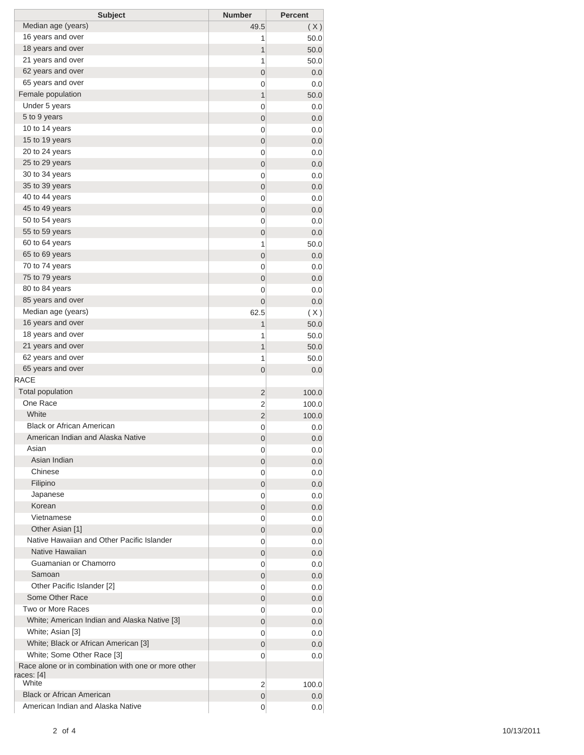| Subject | Number | Percent |
| --- | --- | --- |
| Median age (years) | 49.5 | ( X ) |
| 16 years and over | 1 | 50.0 |
| 18 years and over | 1 | 50.0 |
| 21 years and over | 1 | 50.0 |
| 62 years and over | 0 | 0.0 |
| 65 years and over | 0 | 0.0 |
| Female population | 1 | 50.0 |
| Under 5 years | 0 | 0.0 |
| 5 to 9 years | 0 | 0.0 |
| 10 to 14 years | 0 | 0.0 |
| 15 to 19 years | 0 | 0.0 |
| 20 to 24 years | 0 | 0.0 |
| 25 to 29 years | 0 | 0.0 |
| 30 to 34 years | 0 | 0.0 |
| 35 to 39 years | 0 | 0.0 |
| 40 to 44 years | 0 | 0.0 |
| 45 to 49 years | 0 | 0.0 |
| 50 to 54 years | 0 | 0.0 |
| 55 to 59 years | 0 | 0.0 |
| 60 to 64 years | 1 | 50.0 |
| 65 to 69 years | 0 | 0.0 |
| 70 to 74 years | 0 | 0.0 |
| 75 to 79 years | 0 | 0.0 |
| 80 to 84 years | 0 | 0.0 |
| 85 years and over | 0 | 0.0 |
| Median age (years) | 62.5 | ( X ) |
| 16 years and over | 1 | 50.0 |
| 18 years and over | 1 | 50.0 |
| 21 years and over | 1 | 50.0 |
| 62 years and over | 1 | 50.0 |
| 65 years and over | 0 | 0.0 |
| RACE | | |
| Total population | 2 | 100.0 |
| One Race | 2 | 100.0 |
| White | 2 | 100.0 |
| Black or African American | 0 | 0.0 |
| American Indian and Alaska Native | 0 | 0.0 |
| Asian | 0 | 0.0 |
| Asian Indian | 0 | 0.0 |
| Chinese | 0 | 0.0 |
| Filipino | 0 | 0.0 |
| Japanese | 0 | 0.0 |
| Korean | 0 | 0.0 |
| Vietnamese | 0 | 0.0 |
| Other Asian [1] | 0 | 0.0 |
| Native Hawaiian and Other Pacific Islander | 0 | 0.0 |
| Native Hawaiian | 0 | 0.0 |
| Guamanian or Chamorro | 0 | 0.0 |
| Samoan | 0 | 0.0 |
| Other Pacific Islander [2] | 0 | 0.0 |
| Some Other Race | 0 | 0.0 |
| Two or More Races | 0 | 0.0 |
| White; American Indian and Alaska Native [3] | 0 | 0.0 |
| White; Asian [3] | 0 | 0.0 |
| White; Black or African American [3] | 0 | 0.0 |
| White; Some Other Race [3] | 0 | 0.0 |
| Race alone or in combination with one or more other races: [4] | | |
| White | 2 | 100.0 |
| Black or African American | 0 | 0.0 |
| American Indian and Alaska Native | 0 | 0.0 |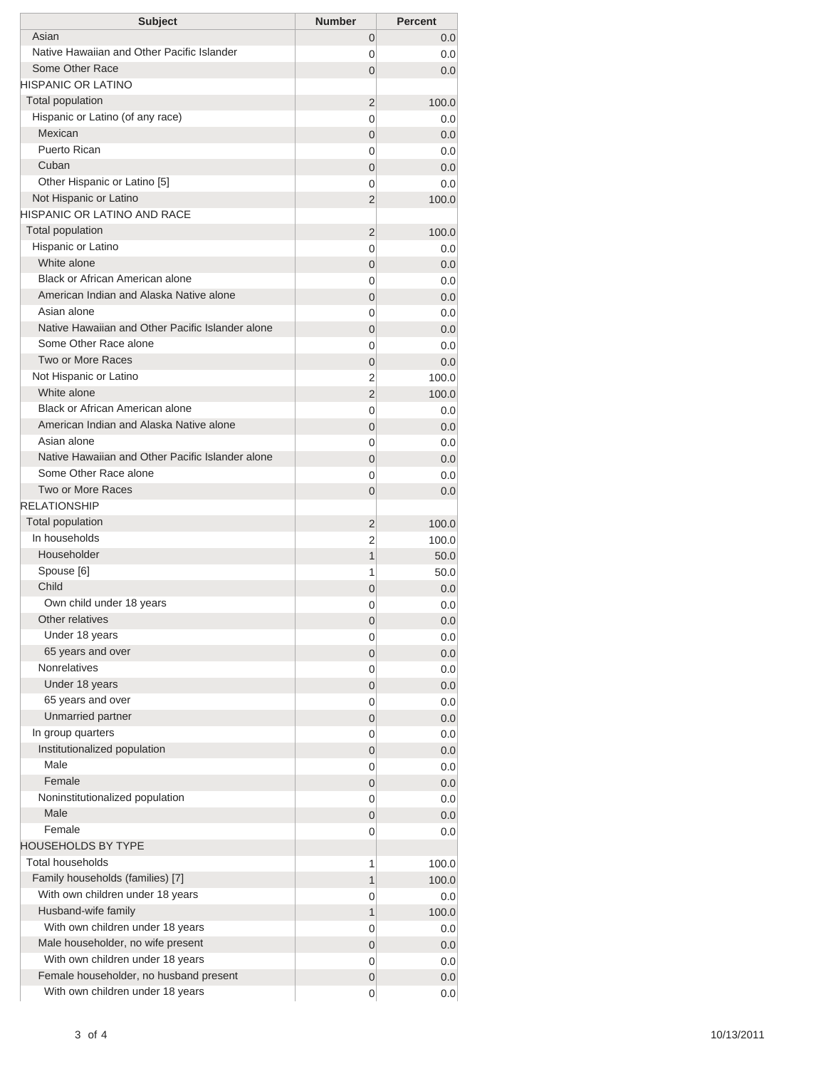| Subject | Number | Percent |
|---|---|---|
| Asian | 0 | 0.0 |
| Native Hawaiian and Other Pacific Islander | 0 | 0.0 |
| Some Other Race | 0 | 0.0 |
| HISPANIC OR LATINO | | |
| Total population | 2 | 100.0 |
| Hispanic or Latino (of any race) | 0 | 0.0 |
| Mexican | 0 | 0.0 |
| Puerto Rican | 0 | 0.0 |
| Cuban | 0 | 0.0 |
| Other Hispanic or Latino [5] | 0 | 0.0 |
| Not Hispanic or Latino | 2 | 100.0 |
| HISPANIC OR LATINO AND RACE | | |
| Total population | 2 | 100.0 |
| Hispanic or Latino | 0 | 0.0 |
| White alone | 0 | 0.0 |
| Black or African American alone | 0 | 0.0 |
| American Indian and Alaska Native alone | 0 | 0.0 |
| Asian alone | 0 | 0.0 |
| Native Hawaiian and Other Pacific Islander alone | 0 | 0.0 |
| Some Other Race alone | 0 | 0.0 |
| Two or More Races | 0 | 0.0 |
| Not Hispanic or Latino | 2 | 100.0 |
| White alone | 2 | 100.0 |
| Black or African American alone | 0 | 0.0 |
| American Indian and Alaska Native alone | 0 | 0.0 |
| Asian alone | 0 | 0.0 |
| Native Hawaiian and Other Pacific Islander alone | 0 | 0.0 |
| Some Other Race alone | 0 | 0.0 |
| Two or More Races | 0 | 0.0 |
| RELATIONSHIP | | |
| Total population | 2 | 100.0 |
| In households | 2 | 100.0 |
| Householder | 1 | 50.0 |
| Spouse [6] | 1 | 50.0 |
| Child | 0 | 0.0 |
| Own child under 18 years | 0 | 0.0 |
| Other relatives | 0 | 0.0 |
| Under 18 years | 0 | 0.0 |
| 65 years and over | 0 | 0.0 |
| Nonrelatives | 0 | 0.0 |
| Under 18 years | 0 | 0.0 |
| 65 years and over | 0 | 0.0 |
| Unmarried partner | 0 | 0.0 |
| In group quarters | 0 | 0.0 |
| Institutionalized population | 0 | 0.0 |
| Male | 0 | 0.0 |
| Female | 0 | 0.0 |
| Noninstitutionalized population | 0 | 0.0 |
| Male | 0 | 0.0 |
| Female | 0 | 0.0 |
| HOUSEHOLDS BY TYPE | | |
| Total households | 1 | 100.0 |
| Family households (families) [7] | 1 | 100.0 |
| With own children under 18 years | 0 | 0.0 |
| Husband-wife family | 1 | 100.0 |
| With own children under 18 years | 0 | 0.0 |
| Male householder, no wife present | 0 | 0.0 |
| With own children under 18 years | 0 | 0.0 |
| Female householder, no husband present | 0 | 0.0 |
| With own children under 18 years | 0 | 0.0 |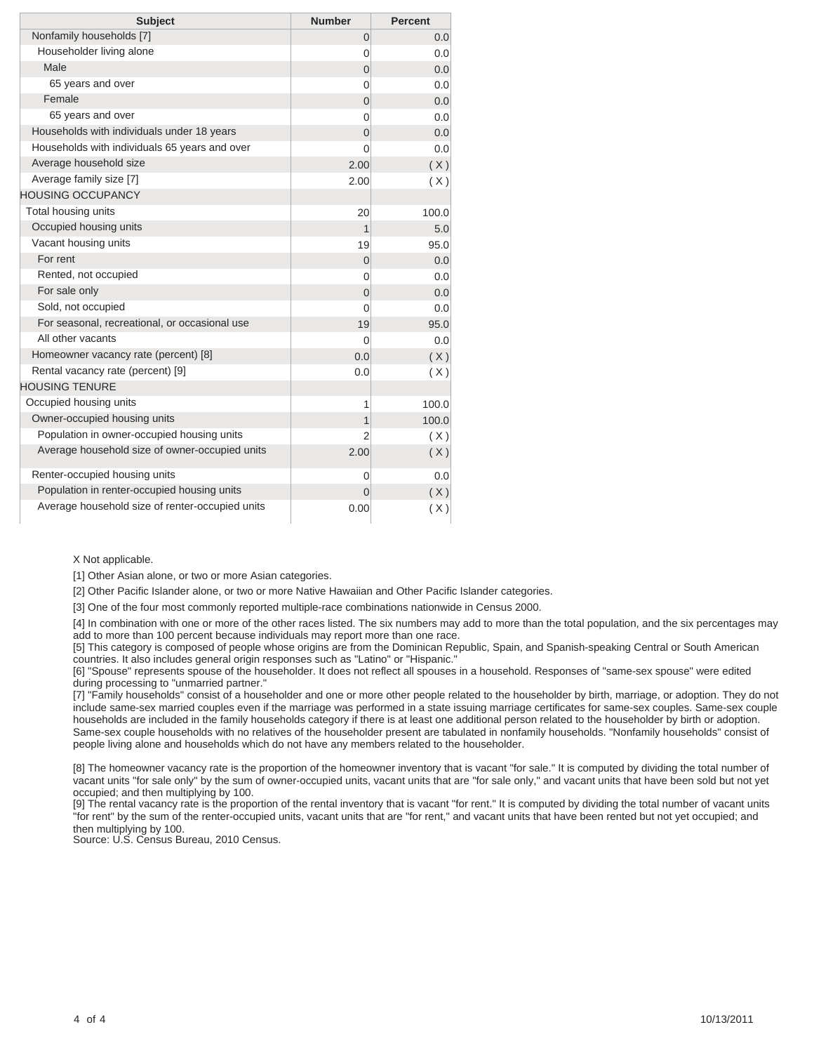| Subject | Number | Percent |
| --- | --- | --- |
| Nonfamily households [7] | 0 | 0.0 |
| Householder living alone | 0 | 0.0 |
| Male | 0 | 0.0 |
| 65 years and over | 0 | 0.0 |
| Female | 0 | 0.0 |
| 65 years and over | 0 | 0.0 |
| Households with individuals under 18 years | 0 | 0.0 |
| Households with individuals 65 years and over | 0 | 0.0 |
| Average household size | 2.00 | ( X ) |
| Average family size [7] | 2.00 | ( X ) |
| HOUSING OCCUPANCY | | |
| Total housing units | 20 | 100.0 |
| Occupied housing units | 1 | 5.0 |
| Vacant housing units | 19 | 95.0 |
| For rent | 0 | 0.0 |
| Rented, not occupied | 0 | 0.0 |
| For sale only | 0 | 0.0 |
| Sold, not occupied | 0 | 0.0 |
| For seasonal, recreational, or occasional use | 19 | 95.0 |
| All other vacants | 0 | 0.0 |
| Homeowner vacancy rate (percent) [8] | 0.0 | ( X ) |
| Rental vacancy rate (percent) [9] | 0.0 | ( X ) |
| HOUSING TENURE | | |
| Occupied housing units | 1 | 100.0 |
| Owner-occupied housing units | 1 | 100.0 |
| Population in owner-occupied housing units | 2 | ( X ) |
| Average household size of owner-occupied units | 2.00 | ( X ) |
| Renter-occupied housing units | 0 | 0.0 |
| Population in renter-occupied housing units | 0 | ( X ) |
| Average household size of renter-occupied units | 0.00 | ( X ) |

X Not applicable.

[1] Other Asian alone, or two or more Asian categories.

[2] Other Pacific Islander alone, or two or more Native Hawaiian and Other Pacific Islander categories.

[3] One of the four most commonly reported multiple-race combinations nationwide in Census 2000.

[4] In combination with one or more of the other races listed. The six numbers may add to more than the total population, and the six percentages may add to more than 100 percent because individuals may report more than one race.

[5] This category is composed of people whose origins are from the Dominican Republic, Spain, and Spanish-speaking Central or South American countries. It also includes general origin responses such as "Latino" or "Hispanic."

[6] "Spouse" represents spouse of the householder. It does not reflect all spouses in a household. Responses of "same-sex spouse" were edited during processing to "unmarried partner."

[7] "Family households" consist of a householder and one or more other people related to the householder by birth, marriage, or adoption. They do not include same-sex married couples even if the marriage was performed in a state issuing marriage certificates for same-sex couples. Same-sex couple households are included in the family households category if there is at least one additional person related to the householder by birth or adoption. Same-sex couple households with no relatives of the householder present are tabulated in nonfamily households. "Nonfamily households" consist of people living alone and households which do not have any members related to the householder.

[8] The homeowner vacancy rate is the proportion of the homeowner inventory that is vacant "for sale." It is computed by dividing the total number of vacant units "for sale only" by the sum of owner-occupied units, vacant units that are "for sale only," and vacant units that have been sold but not yet occupied; and then multiplying by 100.

[9] The rental vacancy rate is the proportion of the rental inventory that is vacant "for rent." It is computed by dividing the total number of vacant units "for rent" by the sum of the renter-occupied units, vacant units that are "for rent," and vacant units that have been rented but not yet occupied; and then multiplying by 100.

Source: U.S. Census Bureau, 2010 Census.